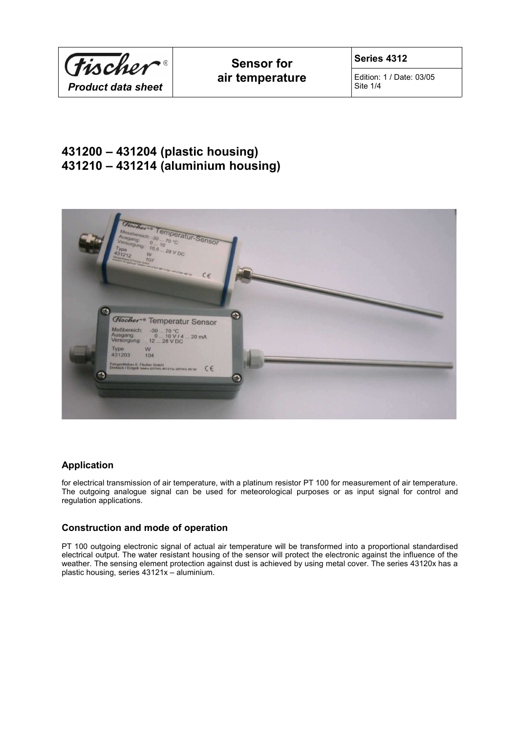# Sensor for air temperature

**Series 4312**

# 431200 – 431204 (plastic housing)
# 431210 – 431214 (aluminium housing)

## Application

for electrical transmission of air temperature, with a platinum resistor PT 100 for measurement of air temperature. The outgoing analogue signal can be used for meteorological purposes or as input signal for control and regulation applications.

## Construction and mode of operation

PT 100 outgoing electronic signal of actual air temperature will be transformed into a proportional standardised electrical output. The water resistant housing of the sensor will protect the electronic against the influence of the weather. The sensing element protection against dust is achieved by using metal cover. The series 43120x has a plastic housing, series 43121x – aluminium.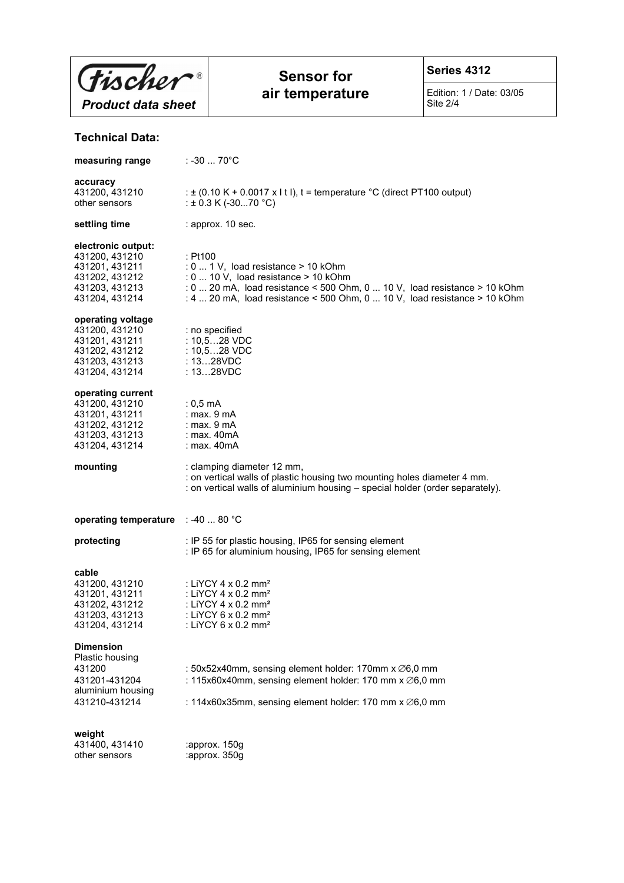# Sensor for air temperature

**Series 4312**

Edition: 1 / Date: 03/05

*Product data sheet*

## Technical Data:

**measuring range** : -30 ... 70°C

**accuracy**

| | |
|---|---|
| 431200, 431210 | : ± (0.10 K + 0.0017 x I t I), t = temperature °C (direct PT100 output) |
| other sensors | : ± 0.3 K (-30...70 °C) |

**settling time** : approx. 10 sec.

**electronic output:**

| | |
|---|---|
| 431200, 431210 | : Pt100 |
| 431201, 431211 | : 0 ... 1 V, load resistance > 10 kOhm |
| 431202, 431212 | : 0 ... 10 V, load resistance > 10 kOhm |
| 431203, 431213 | : 0 ... 20 mA, load resistance < 500 Ohm, 0 ... 10 V, load resistance > 10 kOhm |
| 431204, 431214 | : 4 ... 20 mA, load resistance < 500 Ohm, 0 ... 10 V, load resistance > 10 kOhm |

**operating voltage**

| | |
|---|---|
| 431200, 431210 | : no specified |
| 431201, 431211 | : 10,5…28 VDC |
| 431202, 431212 | : 10,5…28 VDC |
| 431203, 431213 | : 13…28VDC |
| 431204, 431214 | : 13…28VDC |

**operating current**

| | |
|---|---|
| 431200, 431210 | : 0,5 mA |
| 431201, 431211 | : max. 9 mA |
| 431202, 431212 | : max. 9 mA |
| 431203, 431213 | : max. 40mA |
| 431204, 431214 | : max. 40mA |

**mounting** : clamping diameter 12 mm,
: on vertical walls of plastic housing two mounting holes diameter 4 mm.
: on vertical walls of aluminium housing – special holder (order separately).

**operating temperature** : -40 ... 80 °C

**protecting** : IP 55 for plastic housing, IP65 for sensing element
: IP 65 for aluminium housing, IP65 for sensing element

**cable**

| | |
|---|---|
| 431200, 431210 | : LiYCY 4 x 0.2 mm² |
| 431201, 431211 | : LiYCY 4 x 0.2 mm² |
| 431202, 431212 | : LiYCY 4 x 0.2 mm² |
| 431203, 431213 | : LiYCY 6 x 0.2 mm² |
| 431204, 431214 | : LiYCY 6 x 0.2 mm² |

**Dimension**

| | |
|---|---|
| Plastic housing | |
| 431200 | : 50x52x40mm, sensing element holder: 170mm x ∅6,0 mm |
| 431201-431204 | : 115x60x40mm, sensing element holder: 170 mm x ∅6,0 mm |
| aluminium housing | |
| 431210-431214 | : 114x60x35mm, sensing element holder: 170 mm x ∅6,0 mm |

**weight**

| | |
|---|---|
| 431400, 431410 | :approx. 150g |
| other sensors | :approx. 350g |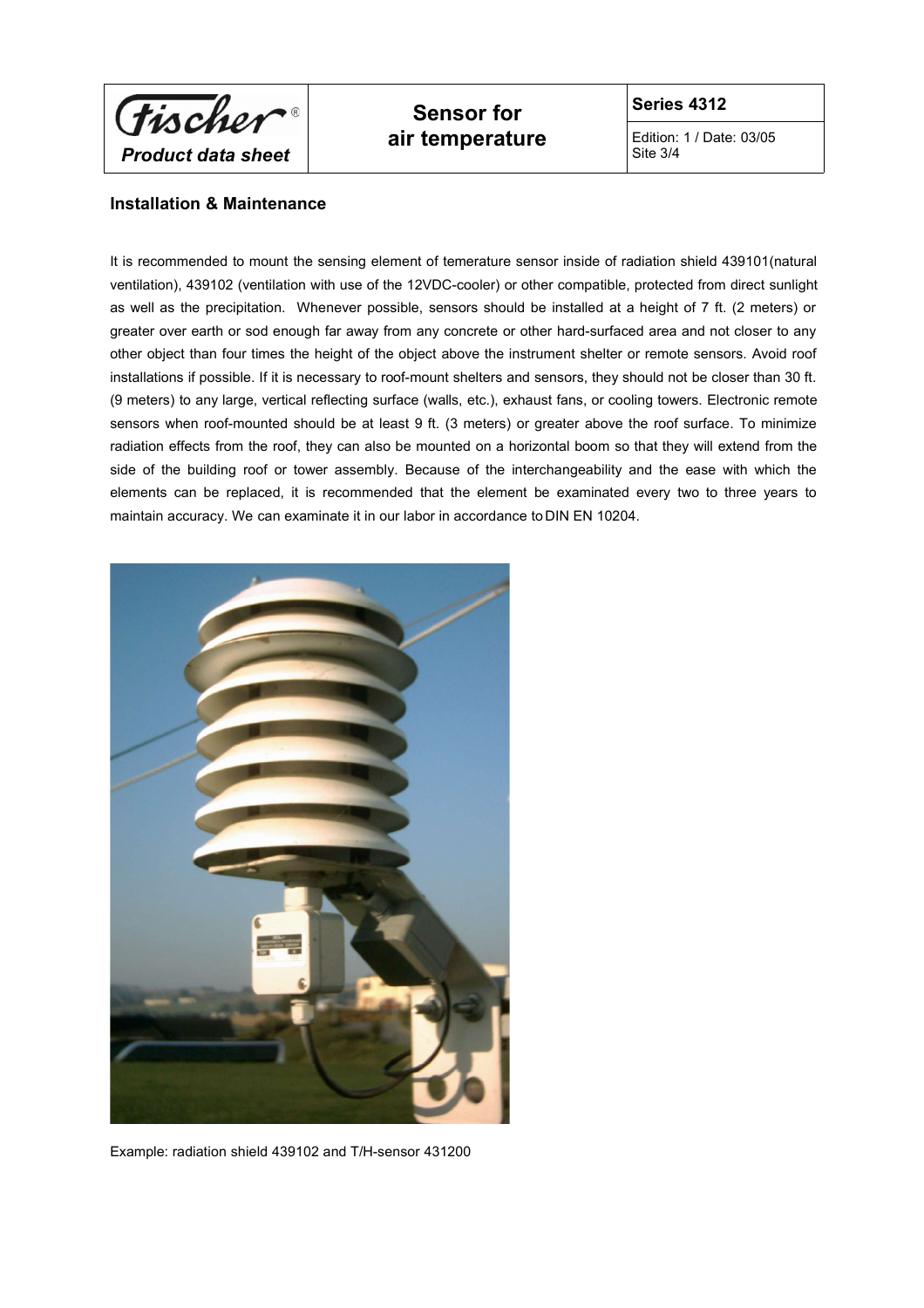## Installation & Maintenance

It is recommended to mount the sensing element of temerature sensor inside of radiation shield 439101(natural ventilation), 439102 (ventilation with use of the 12VDC-cooler) or other compatible, protected from direct sunlight as well as the precipitation. Whenever possible, sensors should be installed at a height of 7 ft. (2 meters) or greater over earth or sod enough far away from any concrete or other hard-surfaced area and not closer to any other object than four times the height of the object above the instrument shelter or remote sensors. Avoid roof installations if possible. If it is necessary to roof-mount shelters and sensors, they should not be closer than 30 ft. (9 meters) to any large, vertical reflecting surface (walls, etc.), exhaust fans, or cooling towers. Electronic remote sensors when roof-mounted should be at least 9 ft. (3 meters) or greater above the roof surface. To minimize radiation effects from the roof, they can also be mounted on a horizontal boom so that they will extend from the side of the building roof or tower assembly. Because of the interchangeability and the ease with which the elements can be replaced, it is recommended that the element be examinated every two to three years to maintain accuracy. We can examinate it in our labor in accordance to DIN EN 10204.

Example: radiation shield 439102 and T/H-sensor 431200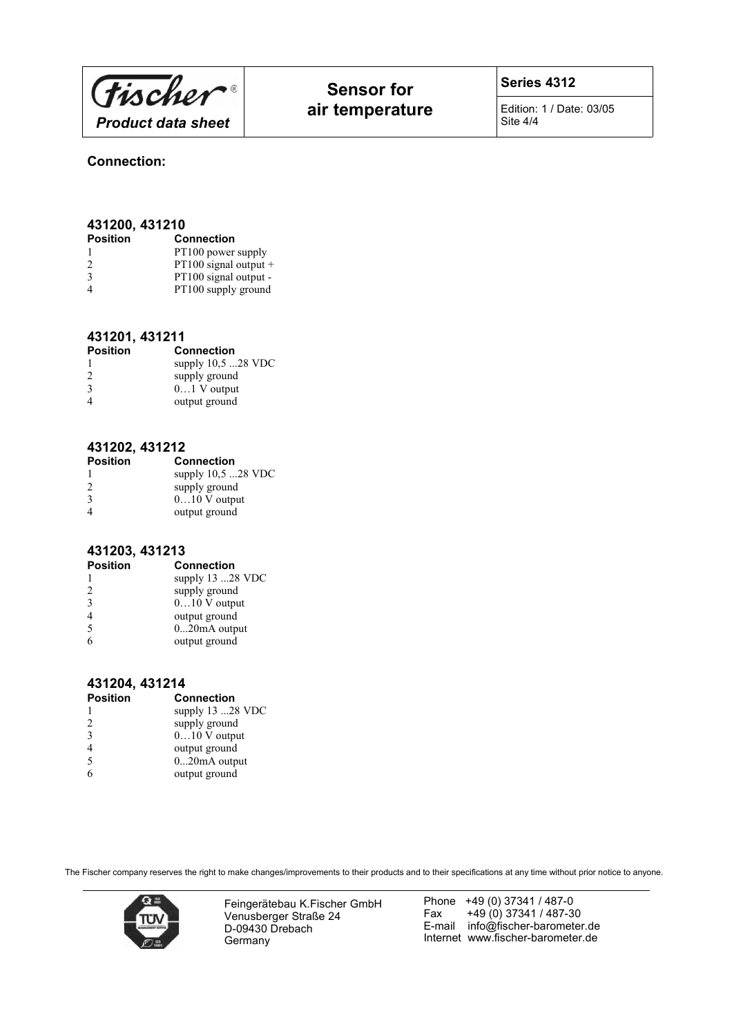## Connection:

### 431200, 431210

| Position | Connection |
|---|---|
| 1 | PT100 power supply |
| 2 | PT100 signal output + |
| 3 | PT100 signal output - |
| 4 | PT100 supply ground |

### 431201, 431211

| Position | Connection |
|---|---|
| 1 | supply 10,5 ...28 VDC |
| 2 | supply ground |
| 3 | 0…1 V output |
| 4 | output ground |

### 431202, 431212

| Position | Connection |
|---|---|
| 1 | supply 10,5 ...28 VDC |
| 2 | supply ground |
| 3 | 0…10 V output |
| 4 | output ground |

### 431203, 431213

| Position | Connection |
|---|---|
| 1 | supply 13 ...28 VDC |
| 2 | supply ground |
| 3 | 0…10 V output |
| 4 | output ground |
| 5 | 0...20mA output |
| 6 | output ground |

### 431204, 431214

| Position | Connection |
|---|---|
| 1 | supply 13 ...28 VDC |
| 2 | supply ground |
| 3 | 0…10 V output |
| 4 | output ground |
| 5 | 0...20mA output |
| 6 | output ground |

The Fischer company reserves the right to make changes/improvements to their products and to their specifications at any time without prior notice to anyone.

Feingerätebau K.Fischer GmbH
Venusberger Straße 24
D-09430 Drebach
Germany

Phone +49 (0) 37341 / 487-0
Fax +49 (0) 37341 / 487-30
E-mail info@fischer-barometer.de
Internet www.fischer-barometer.de